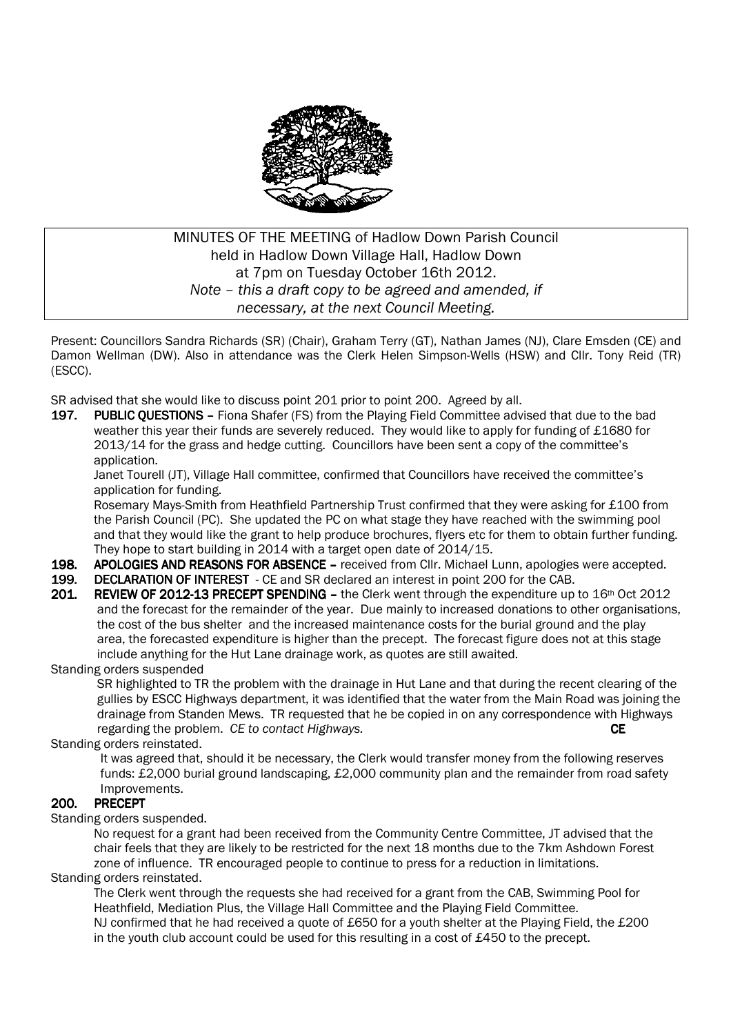MINUTES OF THE MEETING of Hadlow Down Parish Council
held in Hadlow Down Village Hall, Hadlow Down
at 7pm on Tuesday October 16th 2012.
*Note – this a draft copy to be agreed and amended, if necessary, at the next Council Meeting.*

Present: Councillors Sandra Richards (SR) (Chair), Graham Terry (GT), Nathan James (NJ), Clare Emsden (CE) and Damon Wellman (DW). Also in attendance was the Clerk Helen Simpson-Wells (HSW) and Cllr. Tony Reid (TR) (ESCC).

SR advised that she would like to discuss point 201 prior to point 200. Agreed by all.

**197. PUBLIC QUESTIONS –** Fiona Shafer (FS) from the Playing Field Committee advised that due to the bad weather this year their funds are severely reduced. They would like to apply for funding of £1680 for 2013/14 for the grass and hedge cutting. Councillors have been sent a copy of the committee's application.

Janet Tourell (JT), Village Hall committee, confirmed that Councillors have received the committee's application for funding.

Rosemary Mays-Smith from Heathfield Partnership Trust confirmed that they were asking for £100 from the Parish Council (PC). She updated the PC on what stage they have reached with the swimming pool and that they would like the grant to help produce brochures, flyers etc for them to obtain further funding. They hope to start building in 2014 with a target open date of 2014/15.

**198. APOLOGIES AND REASONS FOR ABSENCE –** received from Cllr. Michael Lunn, apologies were accepted.

**199. DECLARATION OF INTEREST** - CE and SR declared an interest in point 200 for the CAB.

**201. REVIEW OF 2012-13 PRECEPT SPENDING –** the Clerk went through the expenditure up to 16th Oct 2012 and the forecast for the remainder of the year. Due mainly to increased donations to other organisations, the cost of the bus shelter and the increased maintenance costs for the burial ground and the play area, the forecasted expenditure is higher than the precept. The forecast figure does not at this stage include anything for the Hut Lane drainage work, as quotes are still awaited.

Standing orders suspended

SR highlighted to TR the problem with the drainage in Hut Lane and that during the recent clearing of the gullies by ESCC Highways department, it was identified that the water from the Main Road was joining the drainage from Standen Mews. TR requested that he be copied in on any correspondence with Highways regarding the problem. *CE to contact Highways.* **CE**

Standing orders reinstated.

It was agreed that, should it be necessary, the Clerk would transfer money from the following reserves funds: £2,000 burial ground landscaping, £2,000 community plan and the remainder from road safety Improvements.

**200. PRECEPT**

Standing orders suspended.

No request for a grant had been received from the Community Centre Committee, JT advised that the chair feels that they are likely to be restricted for the next 18 months due to the 7km Ashdown Forest zone of influence. TR encouraged people to continue to press for a reduction in limitations.

Standing orders reinstated.

The Clerk went through the requests she had received for a grant from the CAB, Swimming Pool for Heathfield, Mediation Plus, the Village Hall Committee and the Playing Field Committee.

NJ confirmed that he had received a quote of £650 for a youth shelter at the Playing Field, the £200 in the youth club account could be used for this resulting in a cost of £450 to the precept.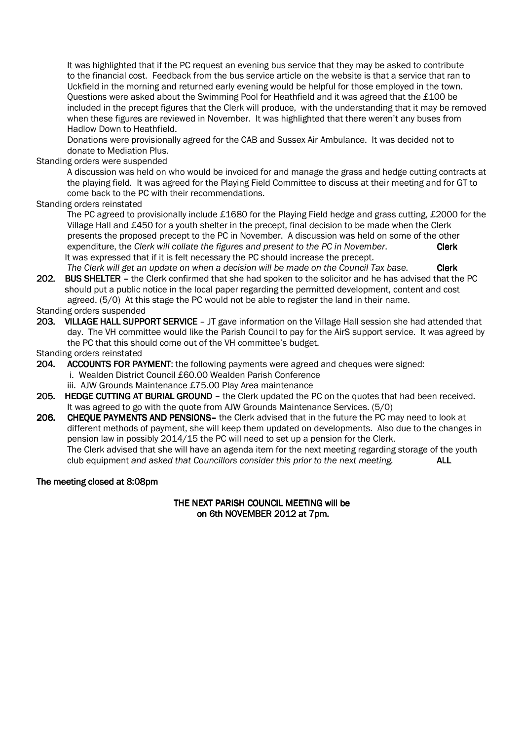It was highlighted that if the PC request an evening bus service that they may be asked to contribute to the financial cost. Feedback from the bus service article on the website is that a service that ran to Uckfield in the morning and returned early evening would be helpful for those employed in the town. Questions were asked about the Swimming Pool for Heathfield and it was agreed that the £100 be included in the precept figures that the Clerk will produce, with the understanding that it may be removed when these figures are reviewed in November. It was highlighted that there weren't any buses from Hadlow Down to Heathfield.

Donations were provisionally agreed for the CAB and Sussex Air Ambulance. It was decided not to donate to Mediation Plus.

Standing orders were suspended

A discussion was held on who would be invoiced for and manage the grass and hedge cutting contracts at the playing field. It was agreed for the Playing Field Committee to discuss at their meeting and for GT to come back to the PC with their recommendations.

Standing orders reinstated

The PC agreed to provisionally include £1680 for the Playing Field hedge and grass cutting, £2000 for the Village Hall and £450 for a youth shelter in the precept, final decision to be made when the Clerk presents the proposed precept to the PC in November. A discussion was held on some of the other expenditure, the *Clerk will collate the figures and present to the PC in November*. **Clerk**

It was expressed that if it is felt necessary the PC should increase the precept.

*The Clerk will get an update on when a decision will be made on the Council Tax base.* **Clerk**

**202. BUS SHELTER** – the Clerk confirmed that she had spoken to the solicitor and he has advised that the PC should put a public notice in the local paper regarding the permitted development, content and cost agreed. (5/0) At this stage the PC would not be able to register the land in their name.

Standing orders suspended

**203. VILLAGE HALL SUPPORT SERVICE** – JT gave information on the Village Hall session she had attended that day. The VH committee would like the Parish Council to pay for the AirS support service. It was agreed by the PC that this should come out of the VH committee's budget.

Standing orders reinstated

**204. ACCOUNTS FOR PAYMENT**: the following payments were agreed and cheques were signed:

i. Wealden District Council £60.00 Wealden Parish Conference

iii. AJW Grounds Maintenance £75.00 Play Area maintenance

**205. HEDGE CUTTING AT BURIAL GROUND** – the Clerk updated the PC on the quotes that had been received. It was agreed to go with the quote from AJW Grounds Maintenance Services. (5/0)

**206. CHEQUE PAYMENTS AND PENSIONS**– the Clerk advised that in the future the PC may need to look at different methods of payment, she will keep them updated on developments. Also due to the changes in pension law in possibly 2014/15 the PC will need to set up a pension for the Clerk.

The Clerk advised that she will have an agenda item for the next meeting regarding storage of the youth club equipment *and asked that Councillors consider this prior to the next meeting.* **ALL**

**The meeting closed at 8:08pm**

**THE NEXT PARISH COUNCIL MEETING will be on 6th NOVEMBER 2012 at 7pm.**